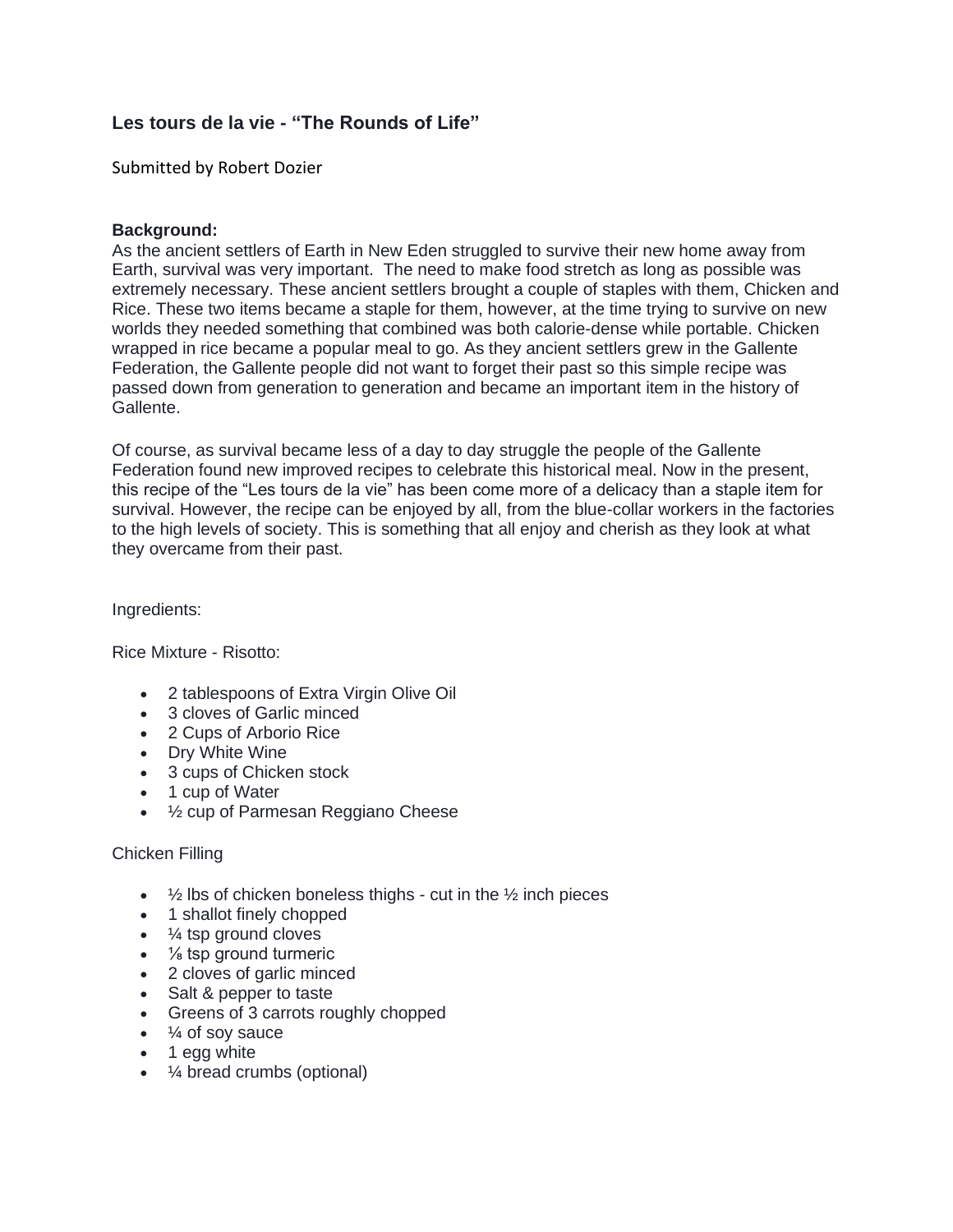### Les tours de la vie - “The Rounds of Life”

Submitted by Robert Dozier

**Background:**
As the ancient settlers of Earth in New Eden struggled to survive their new home away from Earth, survival was very important. The need to make food stretch as long as possible was extremely necessary. These ancient settlers brought a couple of staples with them, Chicken and Rice. These two items became a staple for them, however, at the time trying to survive on new worlds they needed something that combined was both calorie-dense while portable. Chicken wrapped in rice became a popular meal to go. As they ancient settlers grew in the Gallente Federation, the Gallente people did not want to forget their past so this simple recipe was passed down from generation to generation and became an important item in the history of Gallente.

Of course, as survival became less of a day to day struggle the people of the Gallente Federation found new improved recipes to celebrate this historical meal. Now in the present, this recipe of the “Les tours de la vie” has been come more of a delicacy than a staple item for survival. However, the recipe can be enjoyed by all, from the blue-collar workers in the factories to the high levels of society. This is something that all enjoy and cherish as they look at what they overcame from their past.

Ingredients:

Rice Mixture - Risotto:

- 2 tablespoons of Extra Virgin Olive Oil
- 3 cloves of Garlic minced
- 2 Cups of Arborio Rice
- Dry White Wine
- 3 cups of Chicken stock
- 1 cup of Water
- ½ cup of Parmesan Reggiano Cheese

Chicken Filling

- ½ lbs of chicken boneless thighs - cut in the ½ inch pieces
- 1 shallot finely chopped
- ¼ tsp ground cloves
- ⅛ tsp ground turmeric
- 2 cloves of garlic minced
- Salt & pepper to taste
- Greens of 3 carrots roughly chopped
- ¼ of soy sauce
- 1 egg white
- ¼ bread crumbs (optional)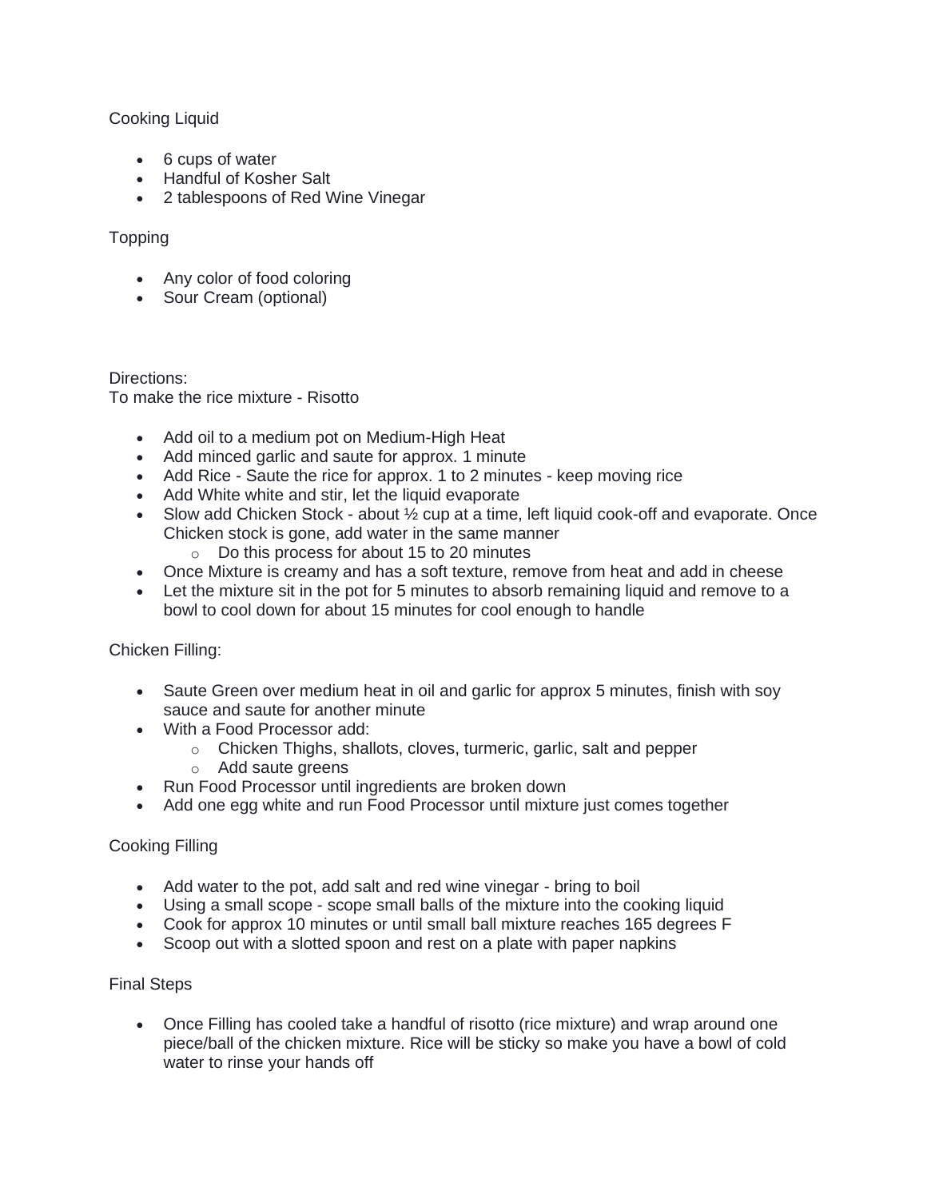Cooking Liquid

- 6 cups of water
- Handful of Kosher Salt
- 2 tablespoons of Red Wine Vinegar

Topping

- Any color of food coloring
- Sour Cream (optional)

Directions:
To make the rice mixture - Risotto

- Add oil to a medium pot on Medium-High Heat
- Add minced garlic and saute for approx. 1 minute
- Add Rice - Saute the rice for approx. 1 to 2 minutes - keep moving rice
- Add White white and stir, let the liquid evaporate
- Slow add Chicken Stock - about ½ cup at a time, left liquid cook-off and evaporate. Once Chicken stock is gone, add water in the same manner
  - Do this process for about 15 to 20 minutes
- Once Mixture is creamy and has a soft texture, remove from heat and add in cheese
- Let the mixture sit in the pot for 5 minutes to absorb remaining liquid and remove to a bowl to cool down for about 15 minutes for cool enough to handle

Chicken Filling:

- Saute Green over medium heat in oil and garlic for approx 5 minutes, finish with soy sauce and saute for another minute
- With a Food Processor add:
  - Chicken Thighs, shallots, cloves, turmeric, garlic, salt and pepper
  - Add saute greens
- Run Food Processor until ingredients are broken down
- Add one egg white and run Food Processor until mixture just comes together

Cooking Filling

- Add water to the pot, add salt and red wine vinegar - bring to boil
- Using a small scope - scope small balls of the mixture into the cooking liquid
- Cook for approx 10 minutes or until small ball mixture reaches 165 degrees F
- Scoop out with a slotted spoon and rest on a plate with paper napkins

Final Steps

- Once Filling has cooled take a handful of risotto (rice mixture) and wrap around one piece/ball of the chicken mixture. Rice will be sticky so make you have a bowl of cold water to rinse your hands off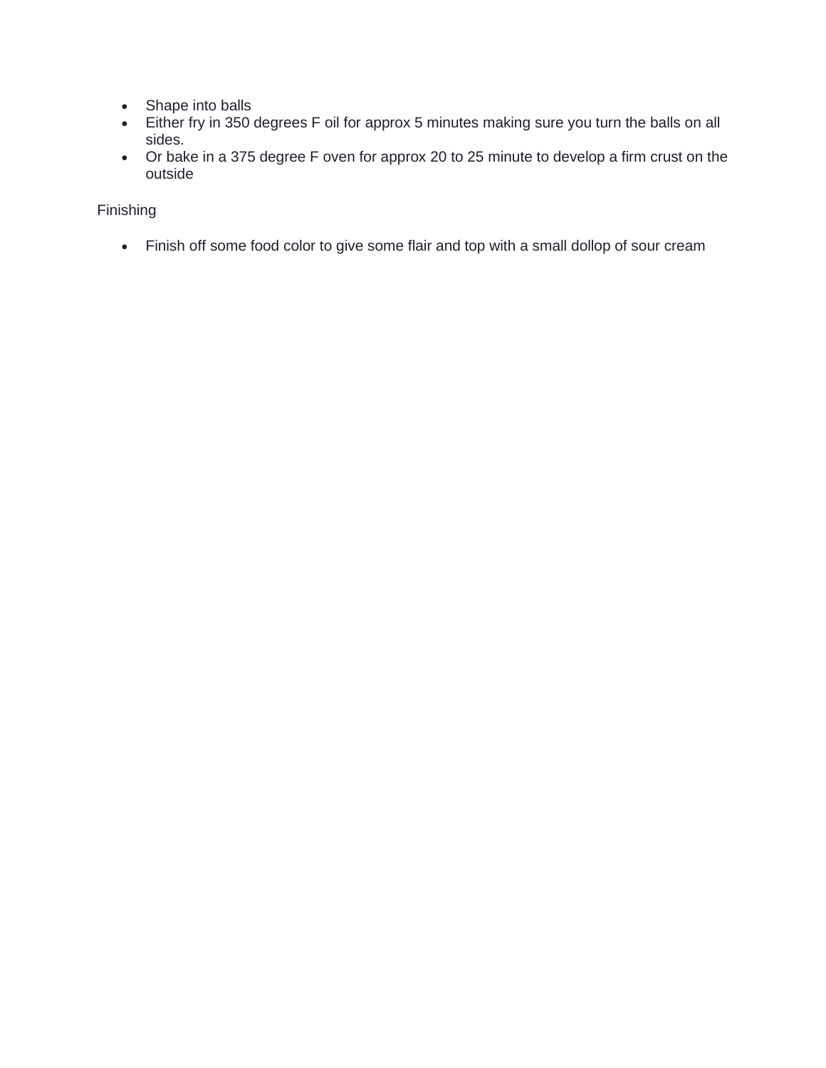- Shape into balls
- Either fry in 350 degrees F oil for approx 5 minutes making sure you turn the balls on all sides.
- Or bake in a 375 degree F oven for approx 20 to 25 minute to develop a firm crust on the outside

Finishing

- Finish off some food color to give some flair and top with a small dollop of sour cream